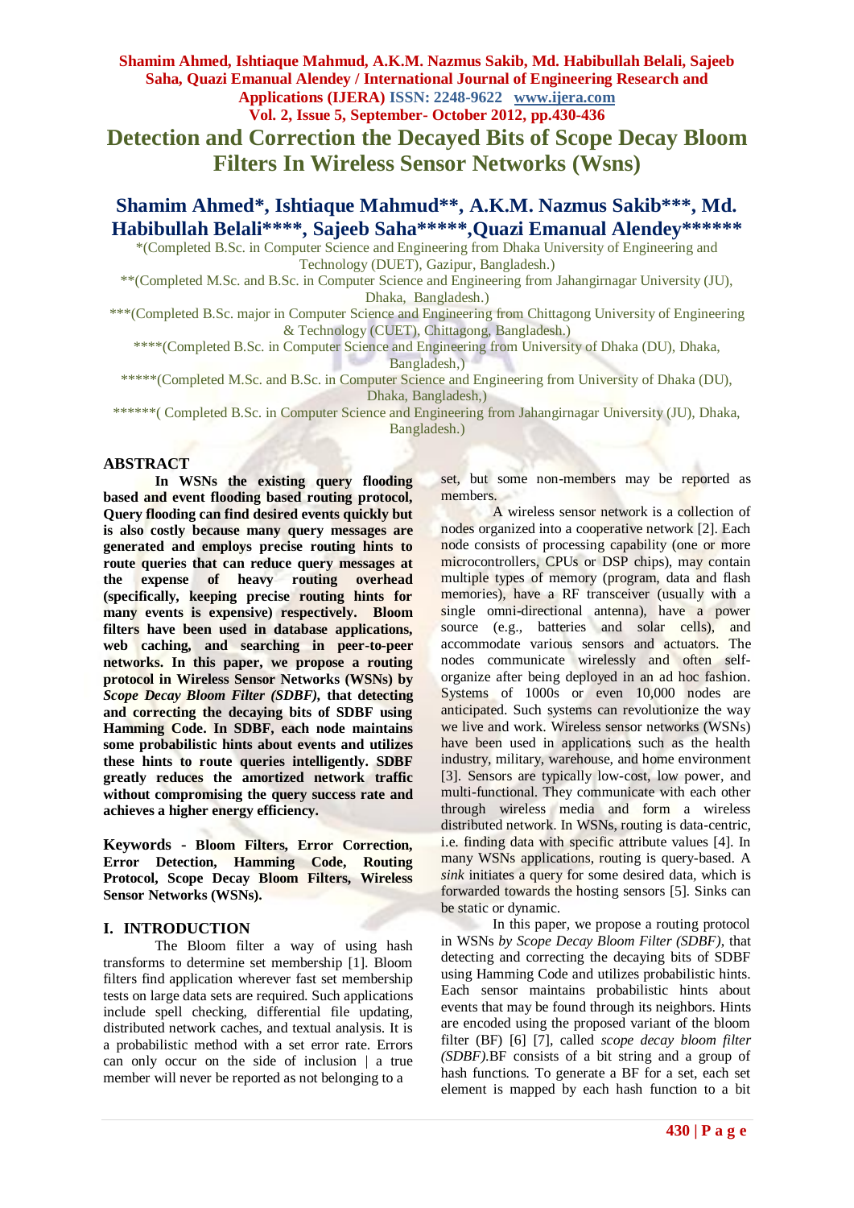# Detection and Correction the Decayed Bits of Scope Decay Bloom Filters In Wireless Sensor Networks (Wsns)

## Shamim Ahmed*, Ishtiaque Mahmud**, A.K.M. Nazmus Sakib***, Md. Habibullah Belali****, Sajeeb Saha*****,Quazi Emanual Alendey******

*(Completed B.Sc. in Computer Science and Engineering from Dhaka University of Engineering and Technology (DUET), Gazipur, Bangladesh.)

**(Completed M.Sc. and B.Sc. in Computer Science and Engineering from Jahangirnagar University (JU), Dhaka, Bangladesh.)

***(Completed B.Sc. major in Computer Science and Engineering from Chittagong University of Engineering & Technology (CUET), Chittagong, Bangladesh.)

****(Completed B.Sc. in Computer Science and Engineering from University of Dhaka (DU), Dhaka, Bangladesh,)

*****(Completed M.Sc. and B.Sc. in Computer Science and Engineering from University of Dhaka (DU), Dhaka, Bangladesh,)

******( Completed B.Sc. in Computer Science and Engineering from Jahangirnagar University (JU), Dhaka, Bangladesh.)

## ABSTRACT

**In WSNs the existing query flooding based and event flooding based routing protocol, Query flooding can find desired events quickly but is also costly because many query messages are generated and employs precise routing hints to route queries that can reduce query messages at the expense of heavy routing overhead (specifically, keeping precise routing hints for many events is expensive) respectively. Bloom filters have been used in database applications, web caching, and searching in peer-to-peer networks. In this paper, we propose a routing protocol in Wireless Sensor Networks (WSNs) by *Scope Decay Bloom Filter (SDBF)*, that detecting and correcting the decaying bits of SDBF using Hamming Code. In SDBF, each node maintains some probabilistic hints about events and utilizes these hints to route queries intelligently. SDBF greatly reduces the amortized network traffic without compromising the query success rate and achieves a higher energy efficiency.**

**Keywords - Bloom Filters, Error Correction, Error Detection, Hamming Code, Routing Protocol, Scope Decay Bloom Filters, Wireless Sensor Networks (WSNs).**

## I. INTRODUCTION

The Bloom filter a way of using hash transforms to determine set membership [1]. Bloom filters find application wherever fast set membership tests on large data sets are required. Such applications include spell checking, differential file updating, distributed network caches, and textual analysis. It is a probabilistic method with a set error rate. Errors can only occur on the side of inclusion | a true member will never be reported as not belonging to a set, but some non-members may be reported as members.

A wireless sensor network is a collection of nodes organized into a cooperative network [2]. Each node consists of processing capability (one or more microcontrollers, CPUs or DSP chips), may contain multiple types of memory (program, data and flash memories), have a RF transceiver (usually with a single omni-directional antenna), have a power source (e.g., batteries and solar cells), and accommodate various sensors and actuators. The nodes communicate wirelessly and often self-organize after being deployed in an ad hoc fashion. Systems of 1000s or even 10,000 nodes are anticipated. Such systems can revolutionize the way we live and work. Wireless sensor networks (WSNs) have been used in applications such as the health industry, military, warehouse, and home environment [3]. Sensors are typically low-cost, low power, and multi-functional. They communicate with each other through wireless media and form a wireless distributed network. In WSNs, routing is data-centric, i.e. finding data with specific attribute values [4]. In many WSNs applications, routing is query-based. A *sink* initiates a query for some desired data, which is forwarded towards the hosting sensors [5]. Sinks can be static or dynamic.

In this paper, we propose a routing protocol in WSNs *by Scope Decay Bloom Filter (SDBF)*, that detecting and correcting the decaying bits of SDBF using Hamming Code and utilizes probabilistic hints. Each sensor maintains probabilistic hints about events that may be found through its neighbors. Hints are encoded using the proposed variant of the bloom filter (BF) [6] [7], called *scope decay bloom filter (SDBF)*.BF consists of a bit string and a group of hash functions. To generate a BF for a set, each set element is mapped by each hash function to a bit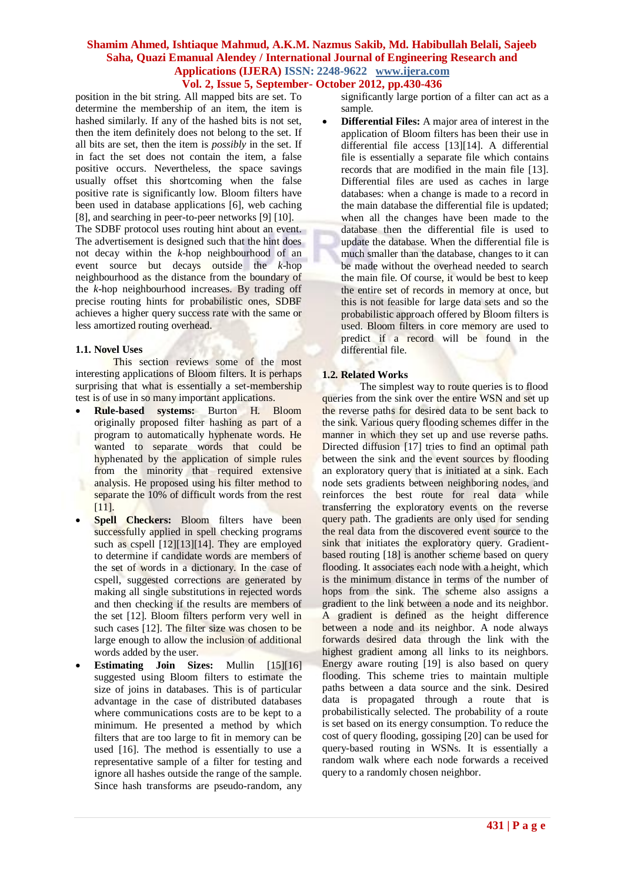position in the bit string. All mapped bits are set. To determine the membership of an item, the item is hashed similarly. If any of the hashed bits is not set, then the item definitely does not belong to the set. If all bits are set, then the item is *possibly* in the set. If in fact the set does not contain the item, a false positive occurs. Nevertheless, the space savings usually offset this shortcoming when the false positive rate is significantly low. Bloom filters have been used in database applications [6], web caching [8], and searching in peer-to-peer networks [9] [10].

The SDBF protocol uses routing hint about an event. The advertisement is designed such that the hint does not decay within the *k*-hop neighbourhood of an event source but decays outside the *k*-hop neighbourhood as the distance from the boundary of the *k*-hop neighbourhood increases. By trading off precise routing hints for probabilistic ones, SDBF achieves a higher query success rate with the same or less amortized routing overhead.

### 1.1. Novel Uses

This section reviews some of the most interesting applications of Bloom filters. It is perhaps surprising that what is essentially a set-membership test is of use in so many important applications.

- **Rule-based systems:** Burton H. Bloom originally proposed filter hashing as part of a program to automatically hyphenate words. He wanted to separate words that could be hyphenated by the application of simple rules from the minority that required extensive analysis. He proposed using his filter method to separate the 10% of difficult words from the rest [11].
- **Spell Checkers:** Bloom filters have been successfully applied in spell checking programs such as cspell [12][13][14]. They are employed to determine if candidate words are members of the set of words in a dictionary. In the case of cspell, suggested corrections are generated by making all single substitutions in rejected words and then checking if the results are members of the set [12]. Bloom filters perform very well in such cases [12]. The filter size was chosen to be large enough to allow the inclusion of additional words added by the user.
- **Estimating Join Sizes:** Mullin [15][16] suggested using Bloom filters to estimate the size of joins in databases. This is of particular advantage in the case of distributed databases where communications costs are to be kept to a minimum. He presented a method by which filters that are too large to fit in memory can be used [16]. The method is essentially to use a representative sample of a filter for testing and ignore all hashes outside the range of the sample. Since hash transforms are pseudo-random, any significantly large portion of a filter can act as a sample.
- **Differential Files:** A major area of interest in the application of Bloom filters has been their use in differential file access [13][14]. A differential file is essentially a separate file which contains records that are modified in the main file [13]. Differential files are used as caches in large databases: when a change is made to a record in the main database the differential file is updated; when all the changes have been made to the database then the differential file is used to update the database. When the differential file is much smaller than the database, changes to it can be made without the overhead needed to search the main file. Of course, it would be best to keep the entire set of records in memory at once, but this is not feasible for large data sets and so the probabilistic approach offered by Bloom filters is used. Bloom filters in core memory are used to predict if a record will be found in the differential file.

### 1.2. Related Works

The simplest way to route queries is to flood queries from the sink over the entire WSN and set up the reverse paths for desired data to be sent back to the sink. Various query flooding schemes differ in the manner in which they set up and use reverse paths. Directed diffusion [17] tries to find an optimal path between the sink and the event sources by flooding an exploratory query that is initiated at a sink. Each node sets gradients between neighboring nodes, and reinforces the best route for real data while transferring the exploratory events on the reverse query path. The gradients are only used for sending the real data from the discovered event source to the sink that initiates the exploratory query. Gradient-based routing [18] is another scheme based on query flooding. It associates each node with a height, which is the minimum distance in terms of the number of hops from the sink. The scheme also assigns a gradient to the link between a node and its neighbor. A gradient is defined as the height difference between a node and its neighbor. A node always forwards desired data through the link with the highest gradient among all links to its neighbors. Energy aware routing [19] is also based on query flooding. This scheme tries to maintain multiple paths between a data source and the sink. Desired data is propagated through a route that is probabilistically selected. The probability of a route is set based on its energy consumption. To reduce the cost of query flooding, gossiping [20] can be used for query-based routing in WSNs. It is essentially a random walk where each node forwards a received query to a randomly chosen neighbor.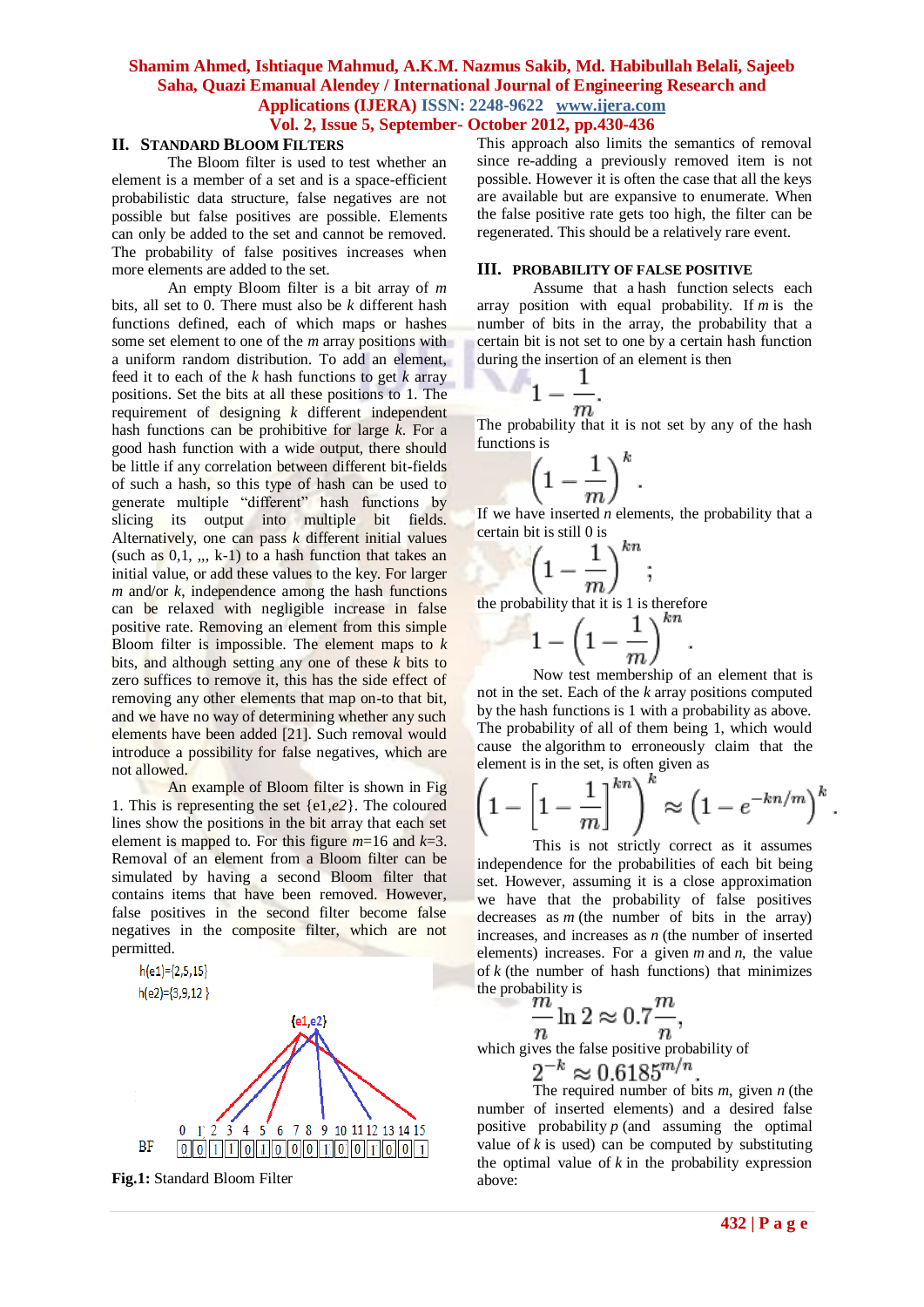## II. Standard Bloom Filters

The Bloom filter is used to test whether an element is a member of a set and is a space-efficient probabilistic data structure, false negatives are not possible but false positives are possible. Elements can only be added to the set and cannot be removed. The probability of false positives increases when more elements are added to the set.

An empty Bloom filter is a bit array of $m$ bits, all set to 0. There must also be $k$ different hash functions defined, each of which maps or hashes some set element to one of the $m$ array positions with a uniform random distribution. To add an element, feed it to each of the $k$ hash functions to get $k$ array positions. Set the bits at all these positions to 1. The requirement of designing $k$ different independent hash functions can be prohibitive for large $k$. For a good hash function with a wide output, there should be little if any correlation between different bit-fields of such a hash, so this type of hash can be used to generate multiple "different" hash functions by slicing its output into multiple bit fields. Alternatively, one can pass $k$ different initial values (such as 0,1, ,,, k-1) to a hash function that takes an initial value, or add these values to the key. For larger $m$ and/or $k$, independence among the hash functions can be relaxed with negligible increase in false positive rate. Removing an element from this simple Bloom filter is impossible. The element maps to $k$ bits, and although setting any one of these $k$ bits to zero suffices to remove it, this has the side effect of removing any other elements that map on-to that bit, and we have no way of determining whether any such elements have been added [21]. Such removal would introduce a possibility for false negatives, which are not allowed.

An example of Bloom filter is shown in Fig 1. This is representing the set {e1,*e2*}. The coloured lines show the positions in the bit array that each set element is mapped to. For this figure $m$=16 and $k$=3. Removal of an element from a Bloom filter can be simulated by having a second Bloom filter that contains items that have been removed. However, false positives in the second filter become false negatives in the composite filter, which are not permitted.

h(e1)={2,5,15}
h(e2)={3,9,12}

| BF | 0 | 1 | 2 | 3 | 4 | 5 | 6 | 7 | 8 | 9 | 10 | 11 | 12 | 13 | 14 | 15 |
|---|---|---|---|---|---|---|---|---|---|---|---|---|---|---|---|---|
| | 0 | 0 | 1 | 1 | 0 | 1 | 0 | 0 | 0 | 1 | 0 | 0 | 1 | 0 | 0 | 1 |

**Fig.1:** Standard Bloom Filter

This approach also limits the semantics of removal since re-adding a previously removed item is not possible. However it is often the case that all the keys are available but are expansive to enumerate. When the false positive rate gets too high, the filter can be regenerated. This should be a relatively rare event.

## III. Probability of False Positive

Assume that a hash function selects each array position with equal probability. If $m$ is the number of bits in the array, the probability that a certain bit is not set to one by a certain hash function during the insertion of an element is then

$$1-\frac{1}{m}.$$

The probability that it is not set by any of the hash functions is

$$\left(1-\frac{1}{m}\right)^{k}.$$

If we have inserted $n$ elements, the probability that a certain bit is still 0 is

$$\left(1-\frac{1}{m}\right)^{kn};$$

the probability that it is 1 is therefore

$$1-\left(1-\frac{1}{m}\right)^{kn}.$$

Now test membership of an element that is not in the set. Each of the $k$ array positions computed by the hash functions is 1 with a probability as above. The probability of all of them being 1, which would cause the algorithm to erroneously claim that the element is in the set, is often given as

$$\left(1-\left[1-\frac{1}{m}\right]^{kn}\right)^{k} \approx \left(1-e^{-kn/m}\right)^{k}.$$

This is not strictly correct as it assumes independence for the probabilities of each bit being set. However, assuming it is a close approximation we have that the probability of false positives decreases as $m$ (the number of bits in the array) increases, and increases as $n$ (the number of inserted elements) increases. For a given $m$ and $n$, the value of $k$ (the number of hash functions) that minimizes the probability is

$$\frac{m}{n}\ln 2 \approx 0.7\frac{m}{n},$$

which gives the false positive probability of

$$2^{-k} \approx 0.6185^{m/n}.$$

The required number of bits $m$, given $n$ (the number of inserted elements) and a desired false positive probability $p$ (and assuming the optimal value of $k$ is used) can be computed by substituting the optimal value of $k$ in the probability expression above: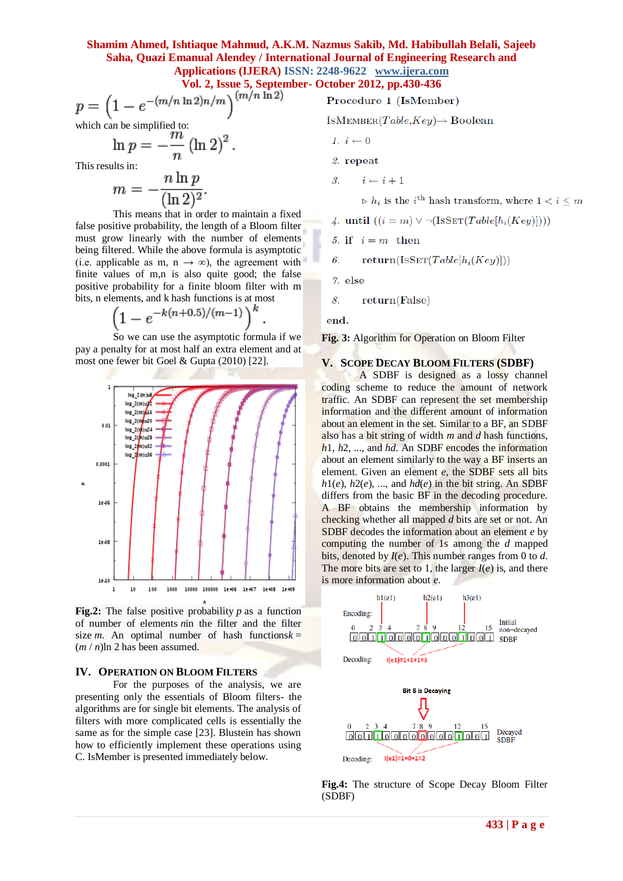$$p = \left(1 - e^{-(m/n \ln 2)n/m}\right)^{(m/n \ln 2)}$$

which can be simplified to:

$$\ln p = -\frac{m}{n}(\ln 2)^2.$$

This results in:

$$m = -\frac{n \ln p}{(\ln 2)^2}.$$

This means that in order to maintain a fixed false positive probability, the length of a Bloom filter must grow linearly with the number of elements being filtered. While the above formula is asymptotic (i.e. applicable as m, n → ∞), the agreement with finite values of m,n is also quite good; the false positive probability for a finite bloom filter with m bits, n elements, and k hash functions is at most

$$\left(1 - e^{-k(n+0.5)/(m-1)}\right)^k.$$

So we can use the asymptotic formula if we pay a penalty for at most half an extra element and at most one fewer bit Goel & Gupta (2010) [22].

**Fig.2:** The false positive probability $p$ as a function of number of elements $n$ in the filter and the filter size $m$. An optimal number of hash functions $k = (m / n)\ln 2$ has been assumed.

## IV. Operation on Bloom Filters

For the purposes of the analysis, we are presenting only the essentials of Bloom filters- the algorithms are for single bit elements. The analysis of filters with more complicated cells is essentially the same as for the simple case [23]. Blustein has shown how to efficiently implement these operations using C. IsMember is presented immediately below.

**Procedure 1** (IsMember)

IsMember($Table$,$Key$) → **Boolean**

1. $i \leftarrow 0$
2. **repeat**
3. $\quad i \leftarrow i + 1$
   $\quad \triangleright$ $h_i$ is the $i^{\text{th}}$ hash transform, where $1 < i \leq m$
4. **until** $((i = m) \vee \neg(\text{IsSet}(Table[h_i(Key)])))$
5. **if** $i = m$ **then**
6. $\quad$ **return**(IsSet($Table[h_i(Key)]$))
7. **else**
8. $\quad$ **return**(False)

**end.**

**Fig. 3:** Algorithm for Operation on Bloom Filter

## V. Scope Decay Bloom Filters (SDBF)

A SDBF is designed as a lossy channel coding scheme to reduce the amount of network traffic. An SDBF can represent the set membership information and the different amount of information about an element in the set. Similar to a BF, an SDBF also has a bit string of width $m$ and $d$ hash functions, $h1$, $h2$, ..., and $hd$. An SDBF encodes the information about an element similarly to the way a BF inserts an element. Given an element $e$, the SDBF sets all bits $h1(e)$, $h2(e)$, ..., and $hd(e)$ in the bit string. An SDBF differs from the basic BF in the decoding procedure. A BF obtains the membership information by checking whether all mapped $d$ bits are set or not. An SDBF decodes the information about an element $e$ by computing the number of 1s among the $d$ mapped bits, denoted by $I(e)$. This number ranges from 0 to $d$. The more bits are set to 1, the larger $I(e)$ is, and there is more information about $e$.

**Fig.4:** The structure of Scope Decay Bloom Filter (SDBF)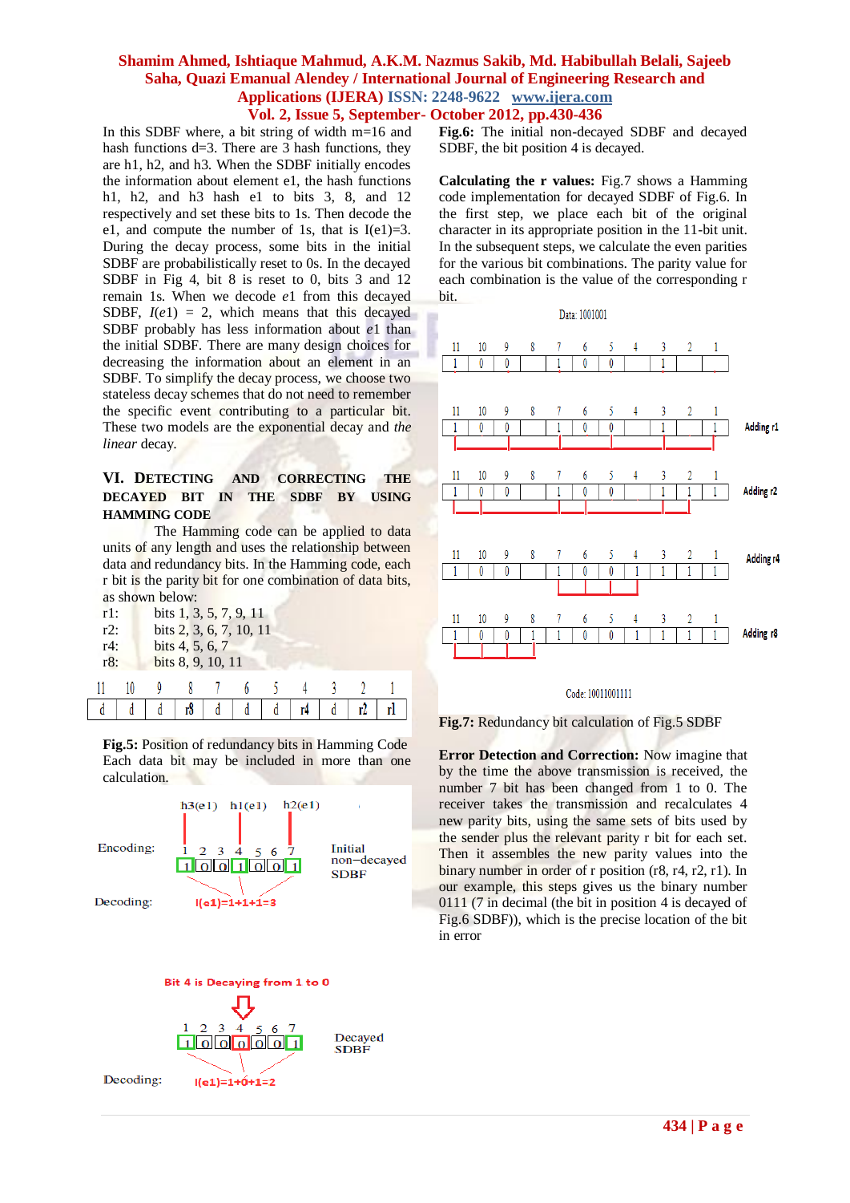In this SDBF where, a bit string of width m=16 and hash functions d=3. There are 3 hash functions, they are h1, h2, and h3. When the SDBF initially encodes the information about element e1, the hash functions h1, h2, and h3 hash e1 to bits 3, 8, and 12 respectively and set these bits to 1s. Then decode the e1, and compute the number of 1s, that is I(e1)=3. During the decay process, some bits in the initial SDBF are probabilistically reset to 0s. In the decayed SDBF in Fig 4, bit 8 is reset to 0, bits 3 and 12 remain 1s. When we decode *e*1 from this decayed SDBF, *I*(*e*1) = 2, which means that this decayed SDBF probably has less information about *e*1 than the initial SDBF. There are many design choices for decreasing the information about an element in an SDBF. To simplify the decay process, we choose two stateless decay schemes that do not need to remember the specific event contributing to a particular bit. These two models are the exponential decay and *the linear* decay.

## VI. Detecting and Correcting the Decayed Bit in the SDBF by Using Hamming Code

The Hamming code can be applied to data units of any length and uses the relationship between data and redundancy bits. In the Hamming code, each r bit is the parity bit for one combination of data bits, as shown below:

r1: bits 1, 3, 5, 7, 9, 11
r2: bits 2, 3, 6, 7, 10, 11
r4: bits 4, 5, 6, 7
r8: bits 8, 9, 10, 11

| 11 | 10 | 9 | 8 | 7 | 6 | 5 | 4 | 3 | 2 | 1 |
|---|---|---|---|---|---|---|---|---|---|---|
| d | d | d | r8 | d | d | d | r4 | d | r2 | r1 |

**Fig.5:** Position of redundancy bits in Hamming Code

Each data bit may be included in more than one calculation.

Encoding: h3(e1) h1(e1) h2(e1)

| 1 | 2 | 3 | 4 | 5 | 6 | 7 |
|---|---|---|---|---|---|---|
| 1 | 0 | 0 | 1 | 0 | 0 | 1 |

Initial non–decayed SDBF

Decoding: I(e1)=1+1+1=3

Bit 4 is Decaying from 1 to 0

| 1 | 2 | 3 | 4 | 5 | 6 | 7 |
|---|---|---|---|---|---|---|
| 1 | 0 | 0 | 0 | 0 | 0 | 1 |

Decayed SDBF

Decoding: I(e1)=1+0+1=2

**Fig.6:** The initial non-decayed SDBF and decayed SDBF, the bit position 4 is decayed.

**Calculating the r values:** Fig.7 shows a Hamming code implementation for decayed SDBF of Fig.6. In the first step, we place each bit of the original character in its appropriate position in the 11-bit unit. In the subsequent steps, we calculate the even parities for the various bit combinations. The parity value for each combination is the value of the corresponding r bit.

Data: 1001001

| | 11 | 10 | 9 | 8 | 7 | 6 | 5 | 4 | 3 | 2 | 1 |
|---|---|---|---|---|---|---|---|---|---|---|---|
| | 1 | 0 | 0 | | 1 | 0 | 0 | | 1 | | |
| Adding r1 | 1 | 0 | 0 | | 1 | 0 | 0 | | 1 | | 1 |
| Adding r2 | 1 | 0 | 0 | | 1 | 0 | 0 | | 1 | 1 | 1 |
| Adding r4 | 1 | 0 | 0 | | 1 | 0 | 0 | 1 | 1 | 1 | 1 |
| Adding r8 | 1 | 0 | 0 | 1 | 1 | 0 | 0 | 1 | 1 | 1 | 1 |

Code: 10011001111

**Fig.7:** Redundancy bit calculation of Fig.5 SDBF

**Error Detection and Correction:** Now imagine that by the time the above transmission is received, the number 7 bit has been changed from 1 to 0. The receiver takes the transmission and recalculates 4 new parity bits, using the same sets of bits used by the sender plus the relevant parity r bit for each set. Then it assembles the new parity values into the binary number in order of r position (r8, r4, r2, r1). In our example, this steps gives us the binary number 0111 (7 in decimal (the bit in position 4 is decayed of Fig.6 SDBF)), which is the precise location of the bit in error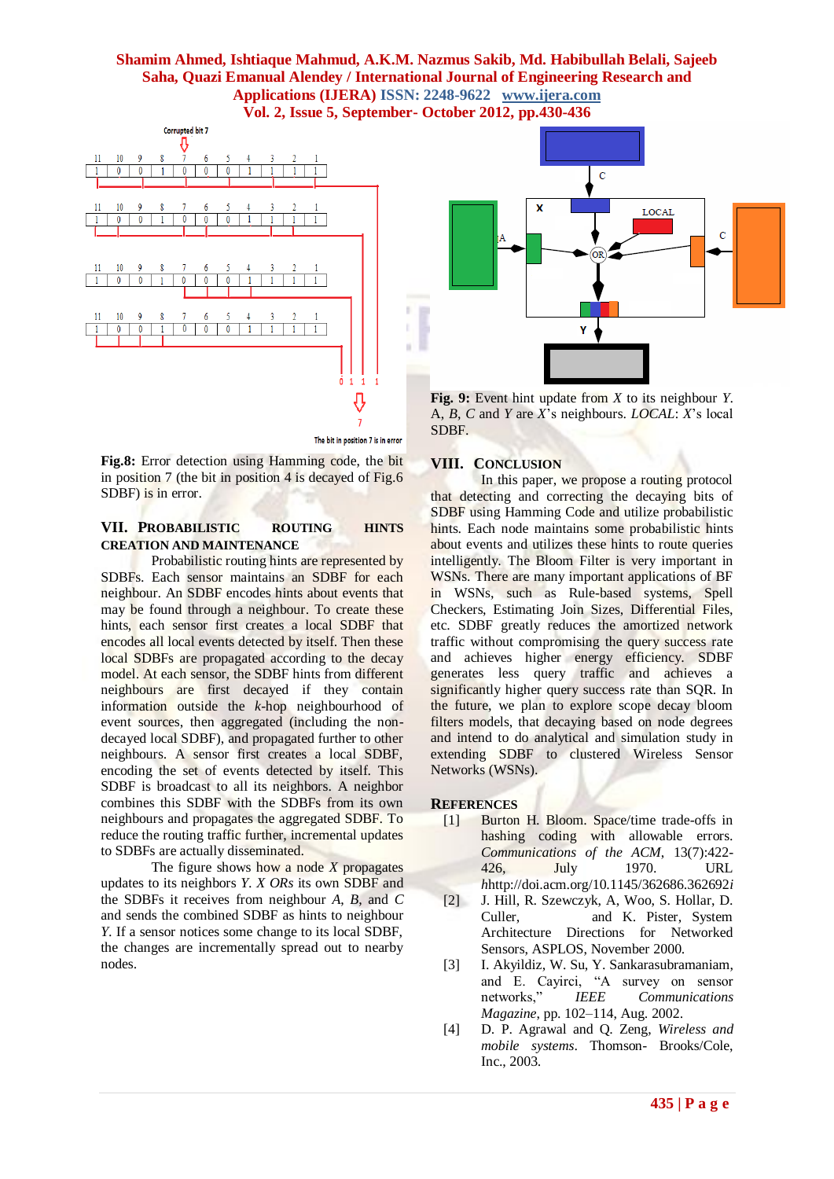**Fig.8:** Error detection using Hamming code, the bit in position 7 (the bit in position 4 is decayed of Fig.6 SDBF) is in error.

## VII. Probabilistic Routing Hints Creation and Maintenance

Probabilistic routing hints are represented by SDBFs. Each sensor maintains an SDBF for each neighbour. An SDBF encodes hints about events that may be found through a neighbour. To create these hints, each sensor first creates a local SDBF that encodes all local events detected by itself. Then these local SDBFs are propagated according to the decay model. At each sensor, the SDBF hints from different neighbours are first decayed if they contain information outside the *k*-hop neighbourhood of event sources, then aggregated (including the non-decayed local SDBF), and propagated further to other neighbours. A sensor first creates a local SDBF, encoding the set of events detected by itself. This SDBF is broadcast to all its neighbors. A neighbor combines this SDBF with the SDBFs from its own neighbours and propagates the aggregated SDBF. To reduce the routing traffic further, incremental updates to SDBFs are actually disseminated.

The figure shows how a node *X* propagates updates to its neighbours *Y*. *X ORs* its own SDBF and the SDBFs it receives from neighbour *A*, *B*, and *C* and sends the combined SDBF as hints to neighbour *Y*. If a sensor notices some change to its local SDBF, the changes are incrementally spread out to nearby nodes.

**Fig. 9:** Event hint update from *X* to its neighbour *Y*. A, *B*, *C* and *Y* are *X*'s neighbours. *LOCAL*: *X*'s local SDBF.

## VIII. Conclusion

In this paper, we propose a routing protocol that detecting and correcting the decaying bits of SDBF using Hamming Code and utilize probabilistic hints. Each node maintains some probabilistic hints about events and utilizes these hints to route queries intelligently. The Bloom Filter is very important in WSNs. There are many important applications of BF in WSNs, such as Rule-based systems, Spell Checkers, Estimating Join Sizes, Differential Files, etc. SDBF greatly reduces the amortized network traffic without compromising the query success rate and achieves higher energy efficiency. SDBF generates less query traffic and achieves a significantly higher query success rate than SQR. In the future, we plan to explore scope decay bloom filters models, that decaying based on node degrees and intend to do analytical and simulation study in extending SDBF to clustered Wireless Sensor Networks (WSNs).

## References

[1] Burton H. Bloom. Space/time trade-offs in hashing coding with allowable errors. *Communications of the ACM*, 13(7):422-426, July 1970. URL *h*http://doi.acm.org/10.1145/362686.362692*i*

[2] J. Hill, R. Szewczyk, A, Woo, S. Hollar, D. Culler, and K. Pister, System Architecture Directions for Networked Sensors, ASPLOS, November 2000.

[3] I. Akyildiz, W. Su, Y. Sankarasubramaniam, and E. Cayirci, "A survey on sensor networks," *IEEE Communications Magazine*, pp. 102–114, Aug. 2002.

[4] D. P. Agrawal and Q. Zeng, *Wireless and mobile systems*. Thomson- Brooks/Cole, Inc., 2003.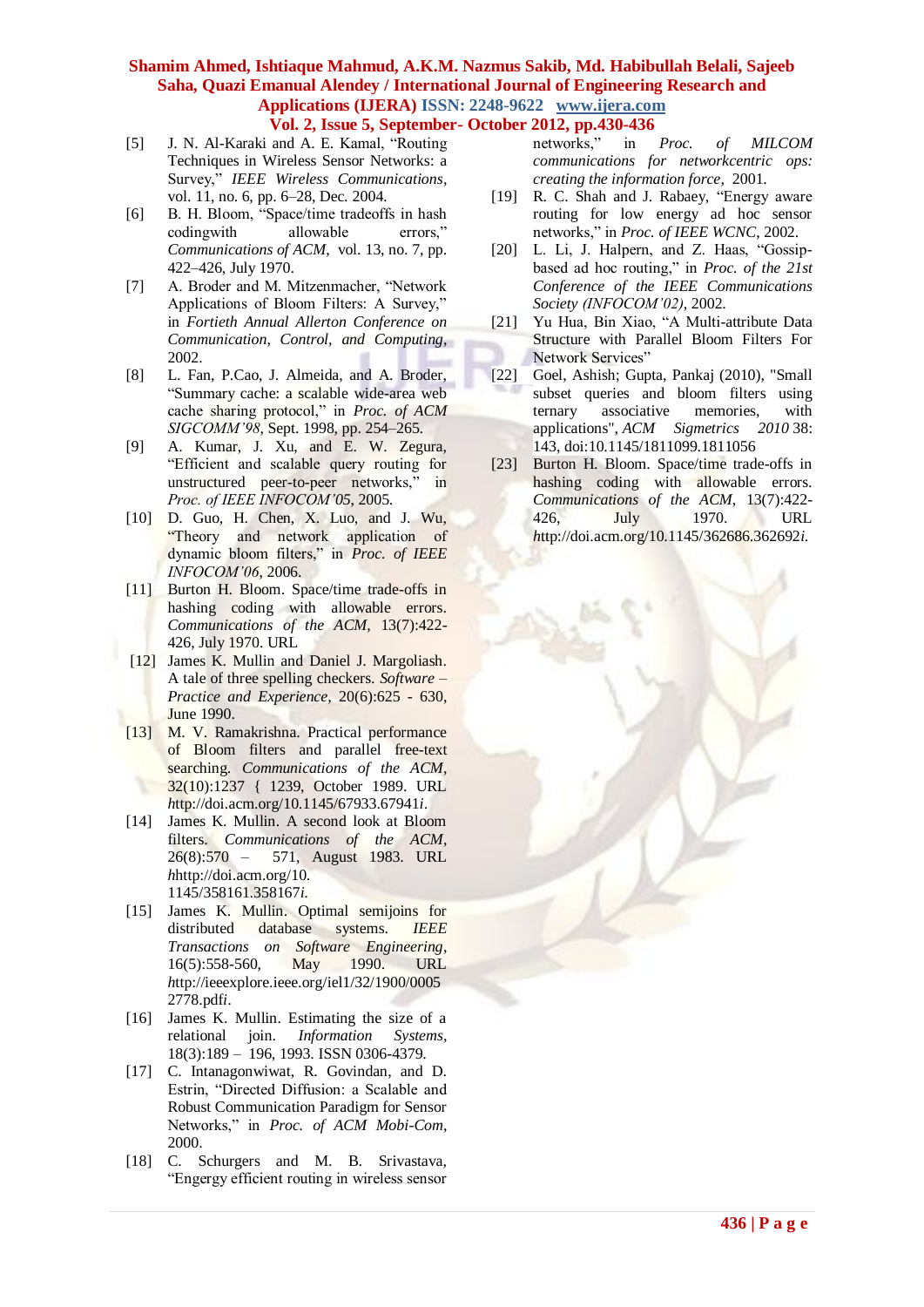[5] J. N. Al-Karaki and A. E. Kamal, "Routing Techniques in Wireless Sensor Networks: a Survey," *IEEE Wireless Communications*, vol. 11, no. 6, pp. 6–28, Dec. 2004.

[6] B. H. Bloom, "Space/time tradeoffs in hash codingwith allowable errors," *Communications of ACM*, vol. 13, no. 7, pp. 422–426, July 1970.

[7] A. Broder and M. Mitzenmacher, "Network Applications of Bloom Filters: A Survey," in *Fortieth Annual Allerton Conference on Communication, Control, and Computing*, 2002.

[8] L. Fan, P.Cao, J. Almeida, and A. Broder, "Summary cache: a scalable wide-area web cache sharing protocol," in *Proc. of ACM SIGCOMM'98*, Sept. 1998, pp. 254–265.

[9] A. Kumar, J. Xu, and E. W. Zegura, "Efficient and scalable query routing for unstructured peer-to-peer networks," in *Proc. of IEEE INFOCOM'05*, 2005.

[10] D. Guo, H. Chen, X. Luo, and J. Wu, "Theory and network application of dynamic bloom filters," in *Proc. of IEEE INFOCOM'06*, 2006.

[11] Burton H. Bloom. Space/time trade-offs in hashing coding with allowable errors. *Communications of the ACM*, 13(7):422-426, July 1970. URL

[12] James K. Mullin and Daniel J. Margoliash. A tale of three spelling checkers. *Software – Practice and Experience*, 20(6):625 - 630, June 1990.

[13] M. V. Ramakrishna. Practical performance of Bloom filters and parallel free-text searching. *Communications of the ACM*, 32(10):1237 { 1239, October 1989. URL *h*ttp://doi.acm.org/10.1145/67933.67941*i*.

[14] James K. Mullin. A second look at Bloom filters. *Communications of the ACM*, 26(8):570 – 571, August 1983. URL *h*http://doi.acm.org/10. 1145/358161.358167*i*.

[15] James K. Mullin. Optimal semijoins for distributed database systems. *IEEE Transactions on Software Engineering*, 16(5):558-560, May 1990. URL *h*ttp://ieeexplore.ieee.org/iel1/32/1900/0005 2778.pdf*i*.

[16] James K. Mullin. Estimating the size of a relational join. *Information Systems*, 18(3):189 – 196, 1993. ISSN 0306-4379.

[17] C. Intanagonwiwat, R. Govindan, and D. Estrin, "Directed Diffusion: a Scalable and Robust Communication Paradigm for Sensor Networks," in *Proc. of ACM Mobi-Com*, 2000.

[18] C. Schurgers and M. B. Srivastava, "Engergy efficient routing in wireless sensor networks," in *Proc. of MILCOM communications for networkcentric ops: creating the information force*, 2001.

[19] R. C. Shah and J. Rabaey, "Energy aware routing for low energy ad hoc sensor networks," in *Proc. of IEEE WCNC*, 2002.

[20] L. Li, J. Halpern, and Z. Haas, "Gossip-based ad hoc routing," in *Proc. of the 21st Conference of the IEEE Communications Society (INFOCOM'02)*, 2002.

[21] Yu Hua, Bin Xiao, "A Multi-attribute Data Structure with Parallel Bloom Filters For Network Services"

[22] Goel, Ashish; Gupta, Pankaj (2010), "Small subset queries and bloom filters using ternary associative memories, with applications", *ACM Sigmetrics 2010* 38: 143, doi:10.1145/1811099.1811056

[23] Burton H. Bloom. Space/time trade-offs in hashing coding with allowable errors. *Communications of the ACM*, 13(7):422-426, July 1970. URL *h*ttp://doi.acm.org/10.1145/362686.362692*i*.